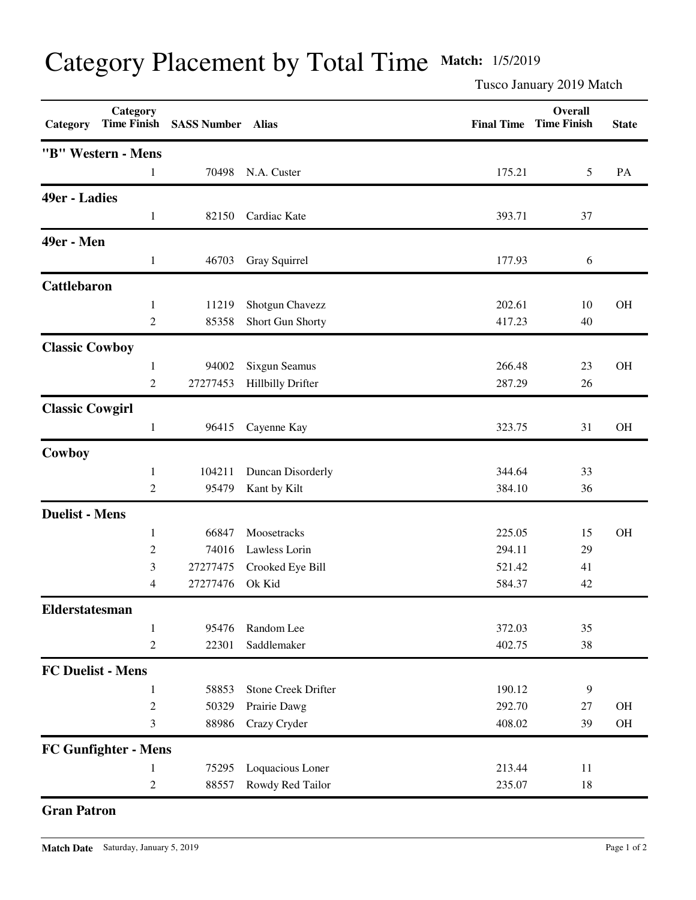# Category Placement by Total Time

**Match:** 1/5/2019

Tusco January 2019 Match

| Category | Category Time Finish | SASS Number | Alias | Final Time | Overall Time Finish | State |
|---|---|---|---|---|---|---|
| **"B" Western - Mens** | | | | | | |
| | 1 | 70498 | N.A. Custer | 175.21 | 5 | PA |
| **49er - Ladies** | | | | | | |
| | 1 | 82150 | Cardiac Kate | 393.71 | 37 | |
| **49er - Men** | | | | | | |
| | 1 | 46703 | Gray Squirrel | 177.93 | 6 | |
| **Cattlebaron** | | | | | | |
| | 1 | 11219 | Shotgun Chavezz | 202.61 | 10 | OH |
| | 2 | 85358 | Short Gun Shorty | 417.23 | 40 | |
| **Classic Cowboy** | | | | | | |
| | 1 | 94002 | Sixgun Seamus | 266.48 | 23 | OH |
| | 2 | 27277453 | Hillbilly Drifter | 287.29 | 26 | |
| **Classic Cowgirl** | | | | | | |
| | 1 | 96415 | Cayenne Kay | 323.75 | 31 | OH |
| **Cowboy** | | | | | | |
| | 1 | 104211 | Duncan Disorderly | 344.64 | 33 | |
| | 2 | 95479 | Kant by Kilt | 384.10 | 36 | |
| **Duelist - Mens** | | | | | | |
| | 1 | 66847 | Moosetracks | 225.05 | 15 | OH |
| | 2 | 74016 | Lawless Lorin | 294.11 | 29 | |
| | 3 | 27277475 | Crooked Eye Bill | 521.42 | 41 | |
| | 4 | 27277476 | Ok Kid | 584.37 | 42 | |
| **Elderstatesman** | | | | | | |
| | 1 | 95476 | Random Lee | 372.03 | 35 | |
| | 2 | 22301 | Saddlemaker | 402.75 | 38 | |
| **FC Duelist - Mens** | | | | | | |
| | 1 | 58853 | Stone Creek Drifter | 190.12 | 9 | |
| | 2 | 50329 | Prairie Dawg | 292.70 | 27 | OH |
| | 3 | 88986 | Crazy Cryder | 408.02 | 39 | OH |
| **FC Gunfighter - Mens** | | | | | | |
| | 1 | 75295 | Loquacious Loner | 213.44 | 11 | |
| | 2 | 88557 | Rowdy Red Tailor | 235.07 | 18 | |
| **Gran Patron** | | | | | | |

**Match Date** Saturday, January 5, 2019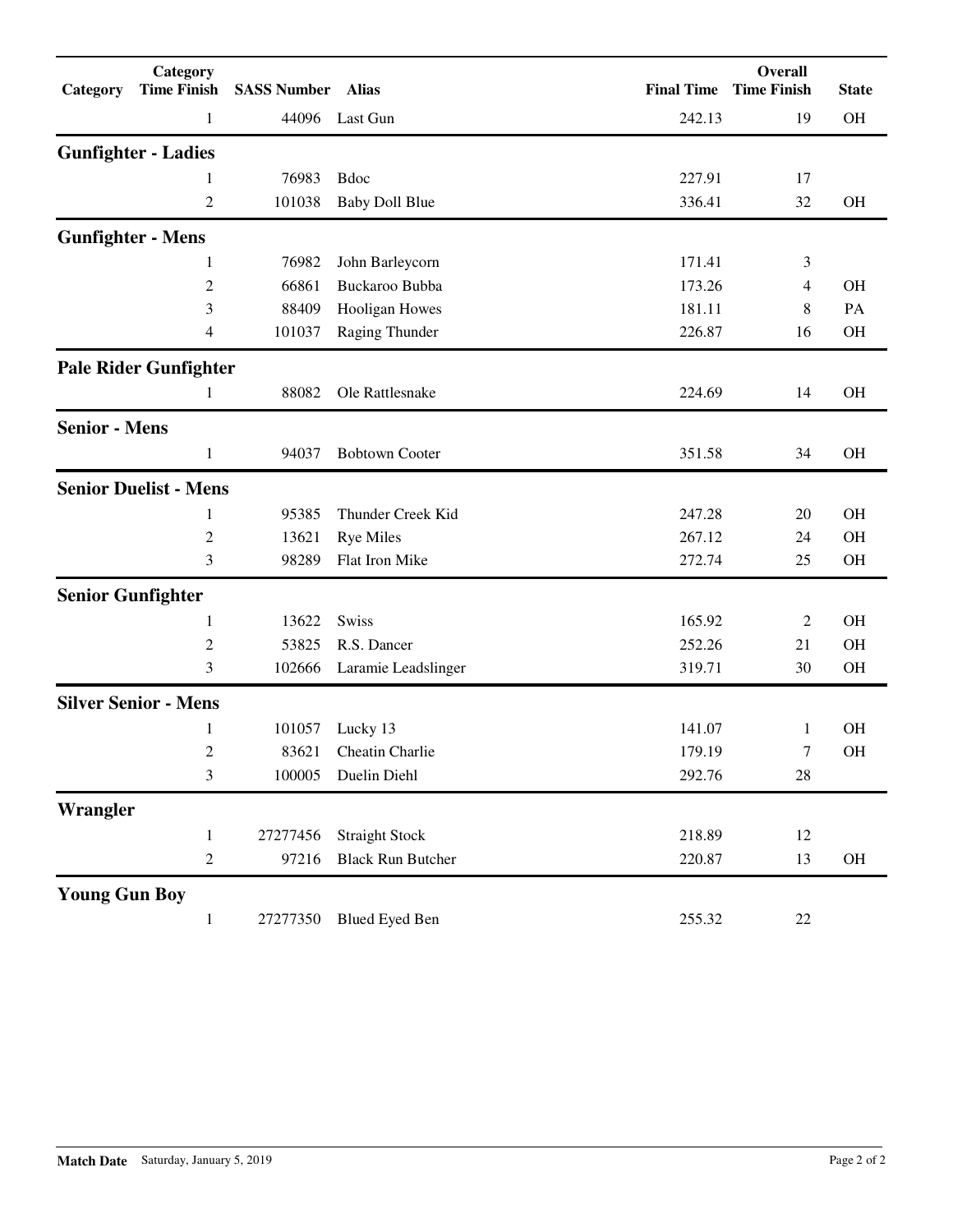| Category | Category Time Finish | SASS Number | Alias | Final Time | Overall Time Finish | State |
|---|---|---|---|---|---|---|
| | 1 | 44096 | Last Gun | 242.13 | 19 | OH |
| **Gunfighter - Ladies** | | | | | | |
| | 1 | 76983 | Bdoc | 227.91 | 17 | |
| | 2 | 101038 | Baby Doll Blue | 336.41 | 32 | OH |
| **Gunfighter - Mens** | | | | | | |
| | 1 | 76982 | John Barleycorn | 171.41 | 3 | |
| | 2 | 66861 | Buckaroo Bubba | 173.26 | 4 | OH |
| | 3 | 88409 | Hooligan Howes | 181.11 | 8 | PA |
| | 4 | 101037 | Raging Thunder | 226.87 | 16 | OH |
| **Pale Rider Gunfighter** | | | | | | |
| | 1 | 88082 | Ole Rattlesnake | 224.69 | 14 | OH |
| **Senior - Mens** | | | | | | |
| | 1 | 94037 | Bobtown Cooter | 351.58 | 34 | OH |
| **Senior Duelist - Mens** | | | | | | |
| | 1 | 95385 | Thunder Creek Kid | 247.28 | 20 | OH |
| | 2 | 13621 | Rye Miles | 267.12 | 24 | OH |
| | 3 | 98289 | Flat Iron Mike | 272.74 | 25 | OH |
| **Senior Gunfighter** | | | | | | |
| | 1 | 13622 | Swiss | 165.92 | 2 | OH |
| | 2 | 53825 | R.S. Dancer | 252.26 | 21 | OH |
| | 3 | 102666 | Laramie Leadslinger | 319.71 | 30 | OH |
| **Silver Senior - Mens** | | | | | | |
| | 1 | 101057 | Lucky 13 | 141.07 | 1 | OH |
| | 2 | 83621 | Cheatin Charlie | 179.19 | 7 | OH |
| | 3 | 100005 | Duelin Diehl | 292.76 | 28 | |
| **Wrangler** | | | | | | |
| | 1 | 27277456 | Straight Stock | 218.89 | 12 | |
| | 2 | 97216 | Black Run Butcher | 220.87 | 13 | OH |
| **Young Gun Boy** | | | | | | |
| | 1 | 27277350 | Blued Eyed Ben | 255.32 | 22 | |

**Match Date** Saturday, January 5, 2019